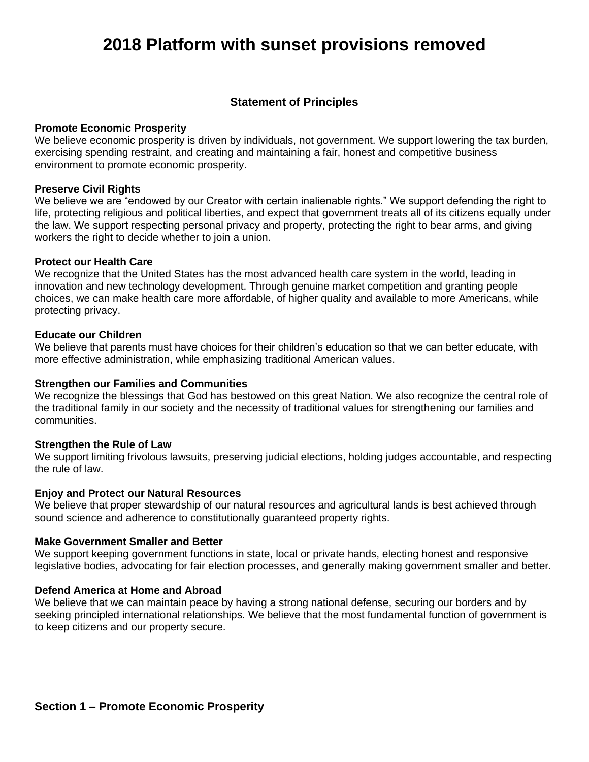# 2018 Platform with sunset provisions removed

## Statement of Principles

**Promote Economic Prosperity**
We believe economic prosperity is driven by individuals, not government. We support lowering the tax burden, exercising spending restraint, and creating and maintaining a fair, honest and competitive business environment to promote economic prosperity.

**Preserve Civil Rights**
We believe we are "endowed by our Creator with certain inalienable rights." We support defending the right to life, protecting religious and political liberties, and expect that government treats all of its citizens equally under the law. We support respecting personal privacy and property, protecting the right to bear arms, and giving workers the right to decide whether to join a union.

**Protect our Health Care**
We recognize that the United States has the most advanced health care system in the world, leading in innovation and new technology development. Through genuine market competition and granting people choices, we can make health care more affordable, of higher quality and available to more Americans, while protecting privacy.

**Educate our Children**
We believe that parents must have choices for their children's education so that we can better educate, with more effective administration, while emphasizing traditional American values.

**Strengthen our Families and Communities**
We recognize the blessings that God has bestowed on this great Nation. We also recognize the central role of the traditional family in our society and the necessity of traditional values for strengthening our families and communities.

**Strengthen the Rule of Law**
We support limiting frivolous lawsuits, preserving judicial elections, holding judges accountable, and respecting the rule of law.

**Enjoy and Protect our Natural Resources**
We believe that proper stewardship of our natural resources and agricultural lands is best achieved through sound science and adherence to constitutionally guaranteed property rights.

**Make Government Smaller and Better**
We support keeping government functions in state, local or private hands, electing honest and responsive legislative bodies, advocating for fair election processes, and generally making government smaller and better.

**Defend America at Home and Abroad**
We believe that we can maintain peace by having a strong national defense, securing our borders and by seeking principled international relationships. We believe that the most fundamental function of government is to keep citizens and our property secure.

## Section 1 – Promote Economic Prosperity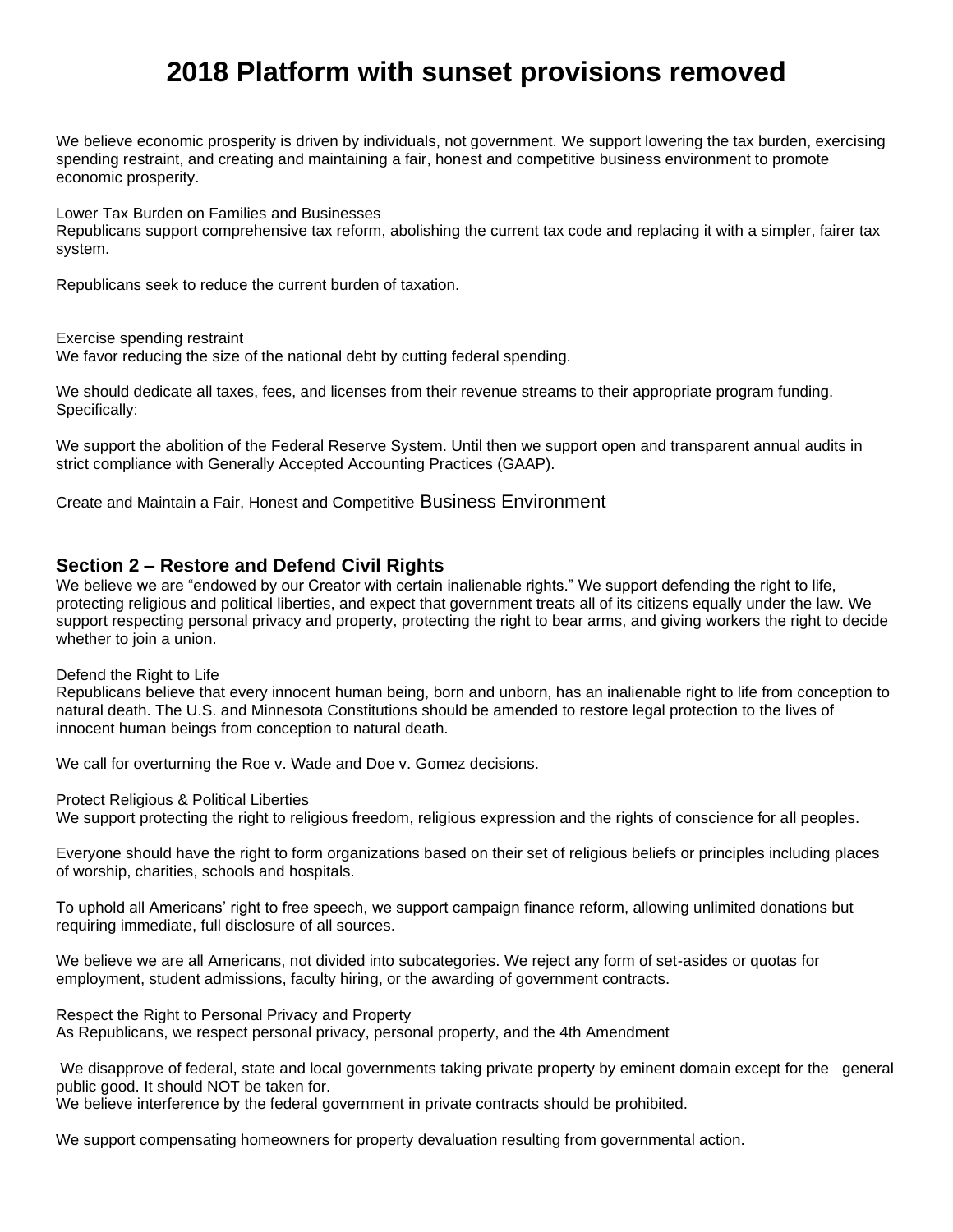# 2018 Platform with sunset provisions removed

We believe economic prosperity is driven by individuals, not government. We support lowering the tax burden, exercising spending restraint, and creating and maintaining a fair, honest and competitive business environment to promote economic prosperity.

Lower Tax Burden on Families and Businesses
Republicans support comprehensive tax reform, abolishing the current tax code and replacing it with a simpler, fairer tax system.

Republicans seek to reduce the current burden of taxation.

Exercise spending restraint
We favor reducing the size of the national debt by cutting federal spending.

We should dedicate all taxes, fees, and licenses from their revenue streams to their appropriate program funding. Specifically:

We support the abolition of the Federal Reserve System. Until then we support open and transparent annual audits in strict compliance with Generally Accepted Accounting Practices (GAAP).

Create and Maintain a Fair, Honest and Competitive Business Environment

## Section 2 – Restore and Defend Civil Rights

We believe we are "endowed by our Creator with certain inalienable rights." We support defending the right to life, protecting religious and political liberties, and expect that government treats all of its citizens equally under the law. We support respecting personal privacy and property, protecting the right to bear arms, and giving workers the right to decide whether to join a union.

Defend the Right to Life
Republicans believe that every innocent human being, born and unborn, has an inalienable right to life from conception to natural death. The U.S. and Minnesota Constitutions should be amended to restore legal protection to the lives of innocent human beings from conception to natural death.

We call for overturning the Roe v. Wade and Doe v. Gomez decisions.

Protect Religious & Political Liberties
We support protecting the right to religious freedom, religious expression and the rights of conscience for all peoples.

Everyone should have the right to form organizations based on their set of religious beliefs or principles including places of worship, charities, schools and hospitals.

To uphold all Americans' right to free speech, we support campaign finance reform, allowing unlimited donations but requiring immediate, full disclosure of all sources.

We believe we are all Americans, not divided into subcategories. We reject any form of set-asides or quotas for employment, student admissions, faculty hiring, or the awarding of government contracts.

Respect the Right to Personal Privacy and Property
As Republicans, we respect personal privacy, personal property, and the 4th Amendment

We disapprove of federal, state and local governments taking private property by eminent domain except for the general public good. It should NOT be taken for.
We believe interference by the federal government in private contracts should be prohibited.

We support compensating homeowners for property devaluation resulting from governmental action.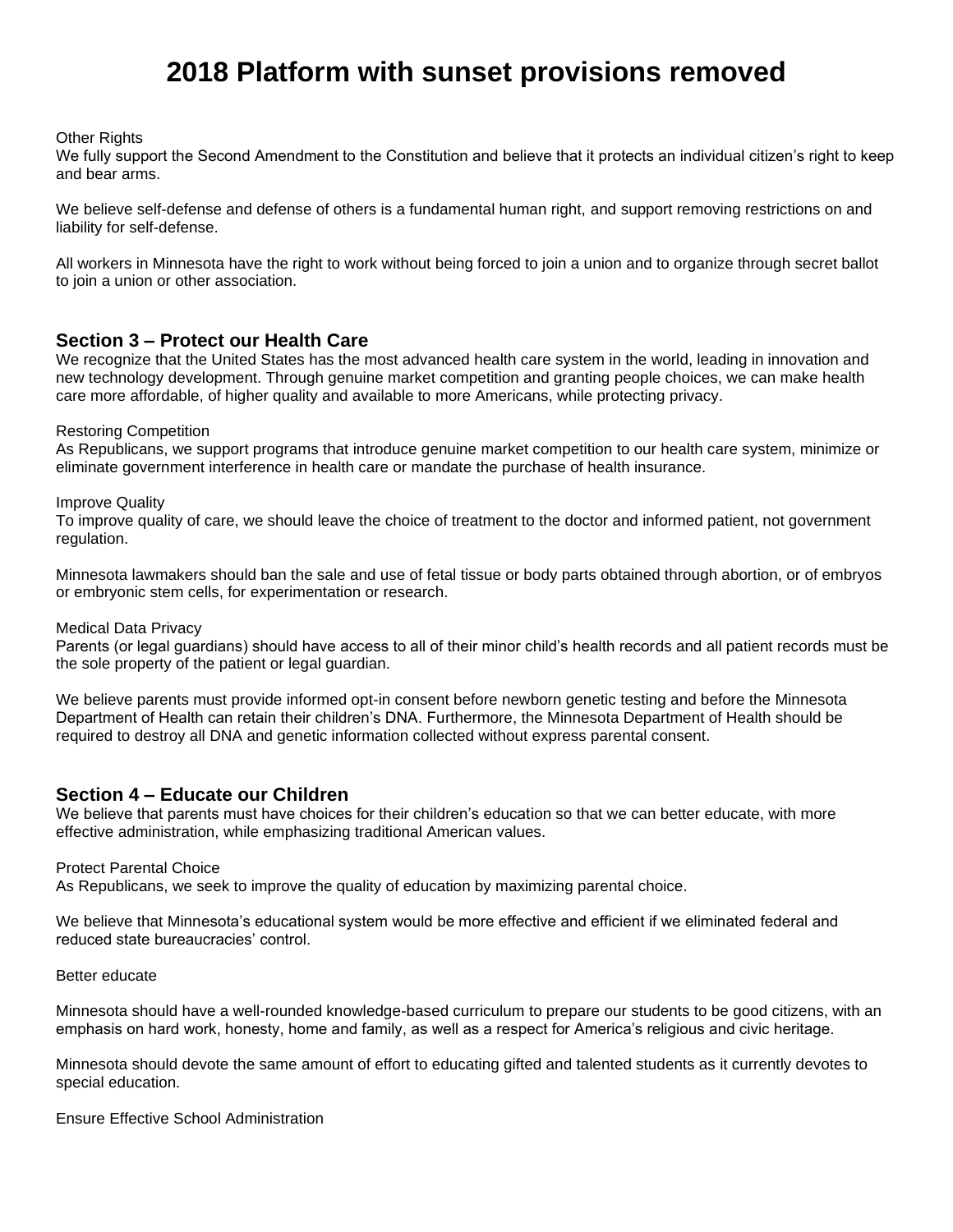# 2018 Platform with sunset provisions removed

Other Rights

We fully support the Second Amendment to the Constitution and believe that it protects an individual citizen's right to keep and bear arms.

We believe self-defense and defense of others is a fundamental human right, and support removing restrictions on and liability for self-defense.

All workers in Minnesota have the right to work without being forced to join a union and to organize through secret ballot to join a union or other association.

## Section 3 – Protect our Health Care

We recognize that the United States has the most advanced health care system in the world, leading in innovation and new technology development. Through genuine market competition and granting people choices, we can make health care more affordable, of higher quality and available to more Americans, while protecting privacy.

Restoring Competition

As Republicans, we support programs that introduce genuine market competition to our health care system, minimize or eliminate government interference in health care or mandate the purchase of health insurance.

Improve Quality

To improve quality of care, we should leave the choice of treatment to the doctor and informed patient, not government regulation.

Minnesota lawmakers should ban the sale and use of fetal tissue or body parts obtained through abortion, or of embryos or embryonic stem cells, for experimentation or research.

Medical Data Privacy

Parents (or legal guardians) should have access to all of their minor child's health records and all patient records must be the sole property of the patient or legal guardian.

We believe parents must provide informed opt-in consent before newborn genetic testing and before the Minnesota Department of Health can retain their children's DNA. Furthermore, the Minnesota Department of Health should be required to destroy all DNA and genetic information collected without express parental consent.

## Section 4 – Educate our Children

We believe that parents must have choices for their children's education so that we can better educate, with more effective administration, while emphasizing traditional American values.

Protect Parental Choice

As Republicans, we seek to improve the quality of education by maximizing parental choice.

We believe that Minnesota's educational system would be more effective and efficient if we eliminated federal and reduced state bureaucracies' control.

Better educate

Minnesota should have a well-rounded knowledge-based curriculum to prepare our students to be good citizens, with an emphasis on hard work, honesty, home and family, as well as a respect for America's religious and civic heritage.

Minnesota should devote the same amount of effort to educating gifted and talented students as it currently devotes to special education.

Ensure Effective School Administration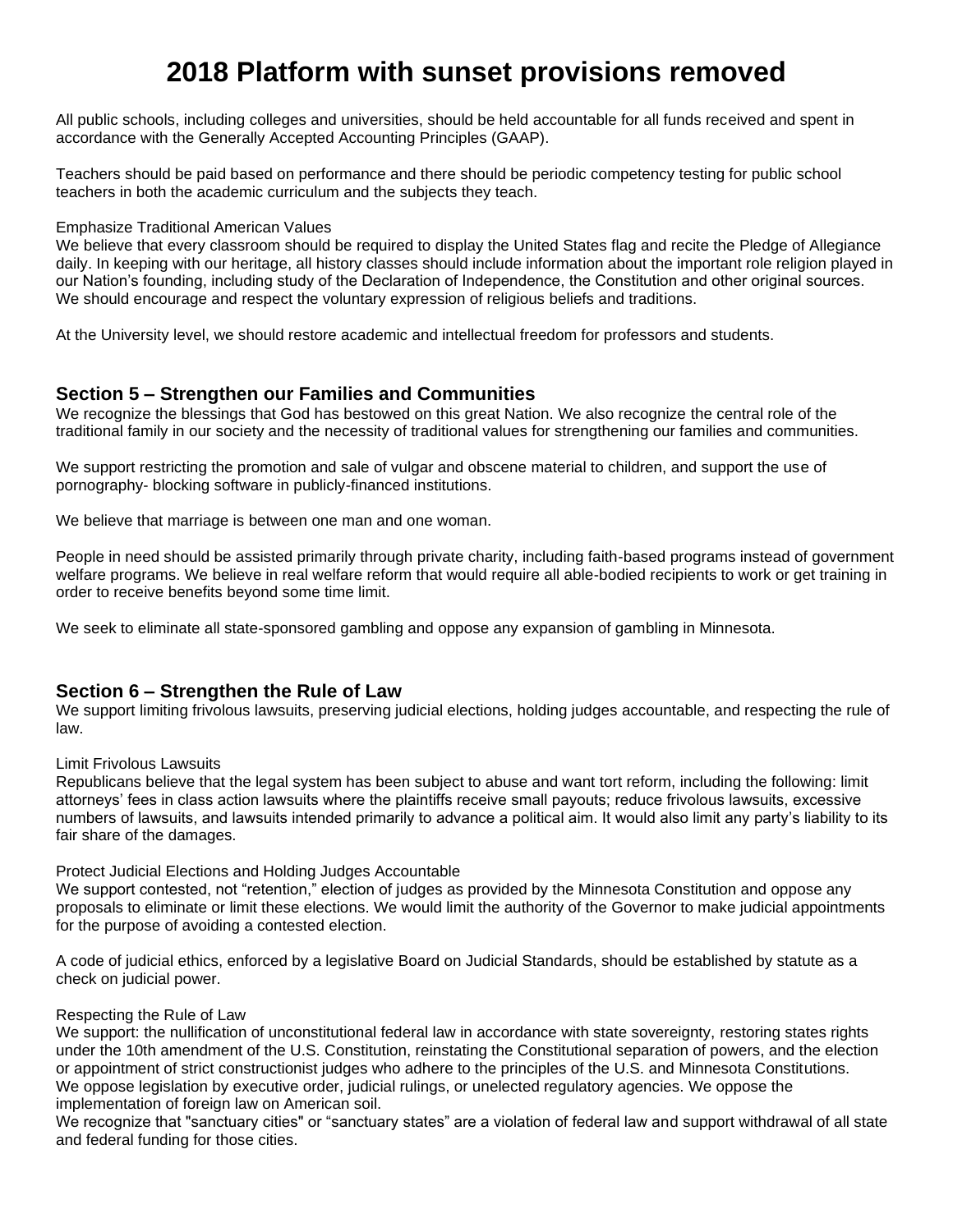# 2018 Platform with sunset provisions removed

All public schools, including colleges and universities, should be held accountable for all funds received and spent in accordance with the Generally Accepted Accounting Principles (GAAP).

Teachers should be paid based on performance and there should be periodic competency testing for public school teachers in both the academic curriculum and the subjects they teach.

Emphasize Traditional American Values

We believe that every classroom should be required to display the United States flag and recite the Pledge of Allegiance daily. In keeping with our heritage, all history classes should include information about the important role religion played in our Nation's founding, including study of the Declaration of Independence, the Constitution and other original sources. We should encourage and respect the voluntary expression of religious beliefs and traditions.

At the University level, we should restore academic and intellectual freedom for professors and students.

## Section 5 – Strengthen our Families and Communities

We recognize the blessings that God has bestowed on this great Nation. We also recognize the central role of the traditional family in our society and the necessity of traditional values for strengthening our families and communities.

We support restricting the promotion and sale of vulgar and obscene material to children, and support the use of pornography- blocking software in publicly-financed institutions.

We believe that marriage is between one man and one woman.

People in need should be assisted primarily through private charity, including faith-based programs instead of government welfare programs. We believe in real welfare reform that would require all able-bodied recipients to work or get training in order to receive benefits beyond some time limit.

We seek to eliminate all state-sponsored gambling and oppose any expansion of gambling in Minnesota.

## Section 6 – Strengthen the Rule of Law

We support limiting frivolous lawsuits, preserving judicial elections, holding judges accountable, and respecting the rule of law.

Limit Frivolous Lawsuits

Republicans believe that the legal system has been subject to abuse and want tort reform, including the following: limit attorneys' fees in class action lawsuits where the plaintiffs receive small payouts; reduce frivolous lawsuits, excessive numbers of lawsuits, and lawsuits intended primarily to advance a political aim. It would also limit any party's liability to its fair share of the damages.

Protect Judicial Elections and Holding Judges Accountable

We support contested, not "retention," election of judges as provided by the Minnesota Constitution and oppose any proposals to eliminate or limit these elections. We would limit the authority of the Governor to make judicial appointments for the purpose of avoiding a contested election.

A code of judicial ethics, enforced by a legislative Board on Judicial Standards, should be established by statute as a check on judicial power.

Respecting the Rule of Law

We support: the nullification of unconstitutional federal law in accordance with state sovereignty, restoring states rights under the 10th amendment of the U.S. Constitution, reinstating the Constitutional separation of powers, and the election or appointment of strict constructionist judges who adhere to the principles of the U.S. and Minnesota Constitutions.
We oppose legislation by executive order, judicial rulings, or unelected regulatory agencies. We oppose the implementation of foreign law on American soil.
We recognize that "sanctuary cities" or "sanctuary states" are a violation of federal law and support withdrawal of all state and federal funding for those cities.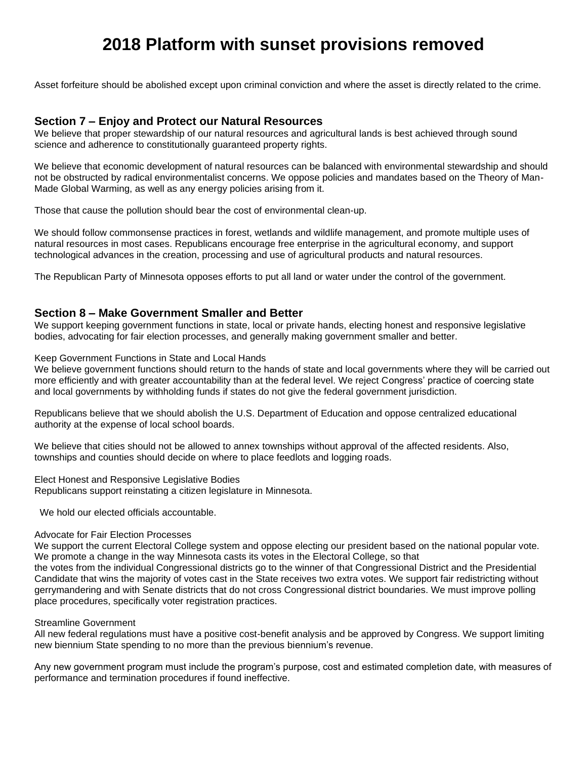# 2018 Platform with sunset provisions removed

Asset forfeiture should be abolished except upon criminal conviction and where the asset is directly related to the crime.

## Section 7 – Enjoy and Protect our Natural Resources

We believe that proper stewardship of our natural resources and agricultural lands is best achieved through sound science and adherence to constitutionally guaranteed property rights.

We believe that economic development of natural resources can be balanced with environmental stewardship and should not be obstructed by radical environmentalist concerns. We oppose policies and mandates based on the Theory of Man-Made Global Warming, as well as any energy policies arising from it.

Those that cause the pollution should bear the cost of environmental clean-up.

We should follow commonsense practices in forest, wetlands and wildlife management, and promote multiple uses of natural resources in most cases. Republicans encourage free enterprise in the agricultural economy, and support technological advances in the creation, processing and use of agricultural products and natural resources.

The Republican Party of Minnesota opposes efforts to put all land or water under the control of the government.

## Section 8 – Make Government Smaller and Better

We support keeping government functions in state, local or private hands, electing honest and responsive legislative bodies, advocating for fair election processes, and generally making government smaller and better.

Keep Government Functions in State and Local Hands

We believe government functions should return to the hands of state and local governments where they will be carried out more efficiently and with greater accountability than at the federal level. We reject Congress' practice of coercing state and local governments by withholding funds if states do not give the federal government jurisdiction.

Republicans believe that we should abolish the U.S. Department of Education and oppose centralized educational authority at the expense of local school boards.

We believe that cities should not be allowed to annex townships without approval of the affected residents. Also, townships and counties should decide on where to place feedlots and logging roads.

Elect Honest and Responsive Legislative Bodies

Republicans support reinstating a citizen legislature in Minnesota.

We hold our elected officials accountable.

Advocate for Fair Election Processes

We support the current Electoral College system and oppose electing our president based on the national popular vote. We promote a change in the way Minnesota casts its votes in the Electoral College, so that the votes from the individual Congressional districts go to the winner of that Congressional District and the Presidential Candidate that wins the majority of votes cast in the State receives two extra votes. We support fair redistricting without gerrymandering and with Senate districts that do not cross Congressional district boundaries. We must improve polling place procedures, specifically voter registration practices.

Streamline Government

All new federal regulations must have a positive cost-benefit analysis and be approved by Congress. We support limiting new biennium State spending to no more than the previous biennium's revenue.

Any new government program must include the program's purpose, cost and estimated completion date, with measures of performance and termination procedures if found ineffective.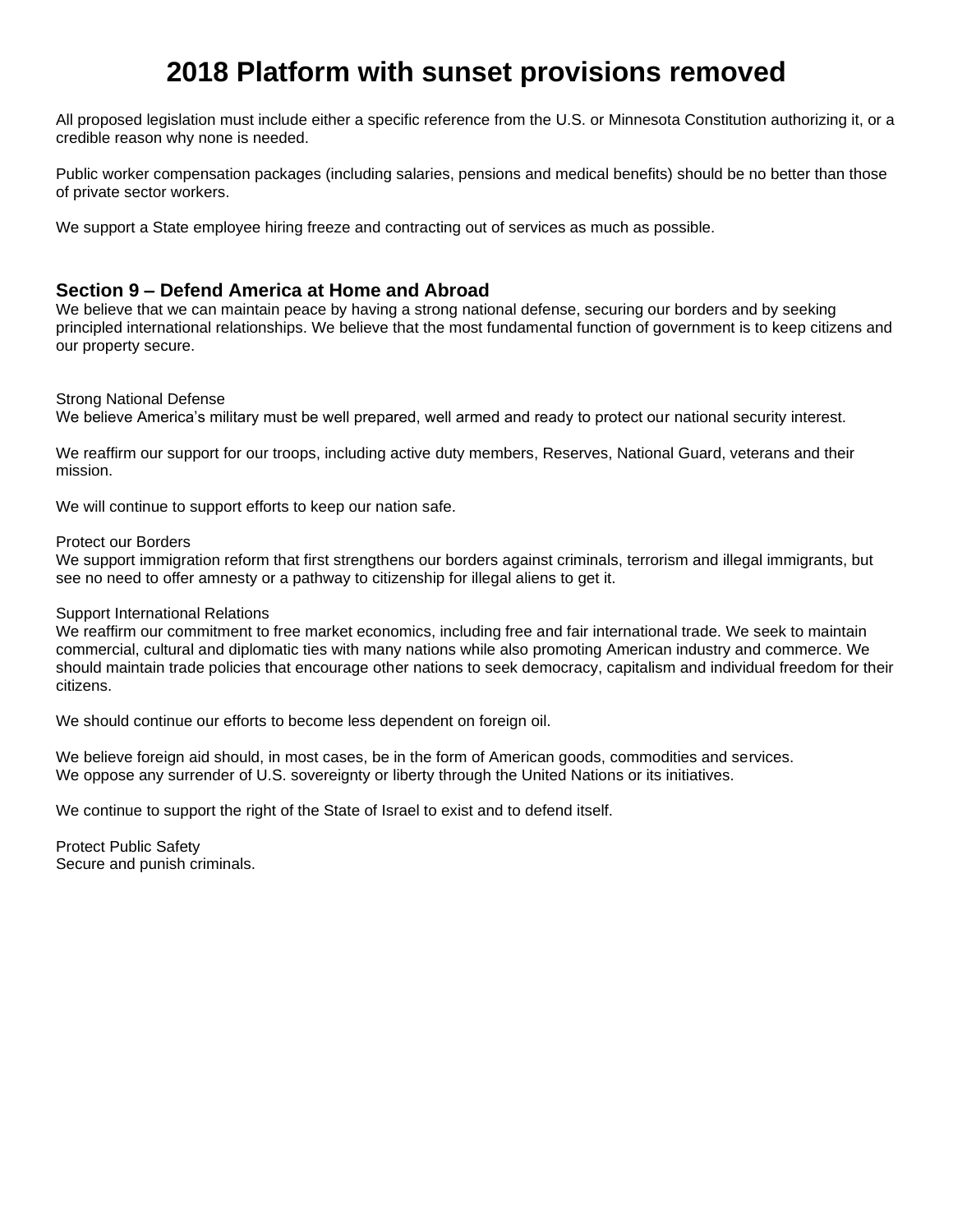# 2018 Platform with sunset provisions removed

All proposed legislation must include either a specific reference from the U.S. or Minnesota Constitution authorizing it, or a credible reason why none is needed.

Public worker compensation packages (including salaries, pensions and medical benefits) should be no better than those of private sector workers.

We support a State employee hiring freeze and contracting out of services as much as possible.

## Section 9 – Defend America at Home and Abroad

We believe that we can maintain peace by having a strong national defense, securing our borders and by seeking principled international relationships. We believe that the most fundamental function of government is to keep citizens and our property secure.

Strong National Defense
We believe America's military must be well prepared, well armed and ready to protect our national security interest.

We reaffirm our support for our troops, including active duty members, Reserves, National Guard, veterans and their mission.

We will continue to support efforts to keep our nation safe.

Protect our Borders
We support immigration reform that first strengthens our borders against criminals, terrorism and illegal immigrants, but see no need to offer amnesty or a pathway to citizenship for illegal aliens to get it.

Support International Relations
We reaffirm our commitment to free market economics, including free and fair international trade. We seek to maintain commercial, cultural and diplomatic ties with many nations while also promoting American industry and commerce. We should maintain trade policies that encourage other nations to seek democracy, capitalism and individual freedom for their citizens.

We should continue our efforts to become less dependent on foreign oil.

We believe foreign aid should, in most cases, be in the form of American goods, commodities and services.
We oppose any surrender of U.S. sovereignty or liberty through the United Nations or its initiatives.

We continue to support the right of the State of Israel to exist and to defend itself.

Protect Public Safety
Secure and punish criminals.